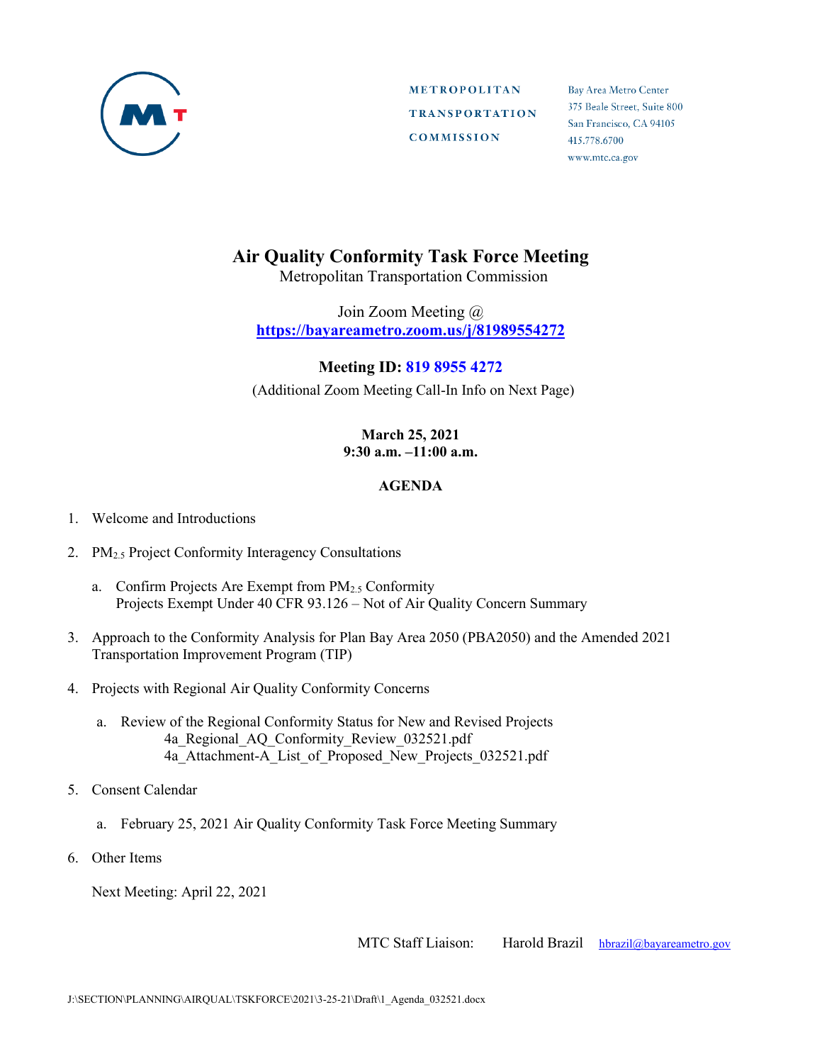METROPOLITAN TRANSPORTATION COMMISSION

Bay Area Metro Center
375 Beale Street, Suite 800
San Francisco, CA 94105
415.778.6700
www.mtc.ca.gov

# Air Quality Conformity Task Force Meeting

Metropolitan Transportation Commission

Join Zoom Meeting @
**https://bayareametro.zoom.us/j/81989554272**

**Meeting ID: 819 8955 4272**

(Additional Zoom Meeting Call-In Info on Next Page)

**March 25, 2021**
**9:30 a.m. –11:00 a.m.**

**AGENDA**

1. Welcome and Introductions

2. $PM_{2.5}$ Project Conformity Interagency Consultations

   a. Confirm Projects Are Exempt from $PM_{2.5}$ Conformity
      Projects Exempt Under 40 CFR 93.126 – Not of Air Quality Concern Summary

3. Approach to the Conformity Analysis for Plan Bay Area 2050 (PBA2050) and the Amended 2021 Transportation Improvement Program (TIP)

4. Projects with Regional Air Quality Conformity Concerns

   a. Review of the Regional Conformity Status for New and Revised Projects
      4a_Regional_AQ_Conformity_Review_032521.pdf
      4a_Attachment-A_List_of_Proposed_New_Projects_032521.pdf

5. Consent Calendar

   a. February 25, 2021 Air Quality Conformity Task Force Meeting Summary

6. Other Items

   Next Meeting: April 22, 2021

MTC Staff Liaison: Harold Brazil hbrazil@bayareametro.gov

J:\SECTION\PLANNING\AIRQUAL\TSKFORCE\2021\3-25-21\Draft\1_Agenda_032521.docx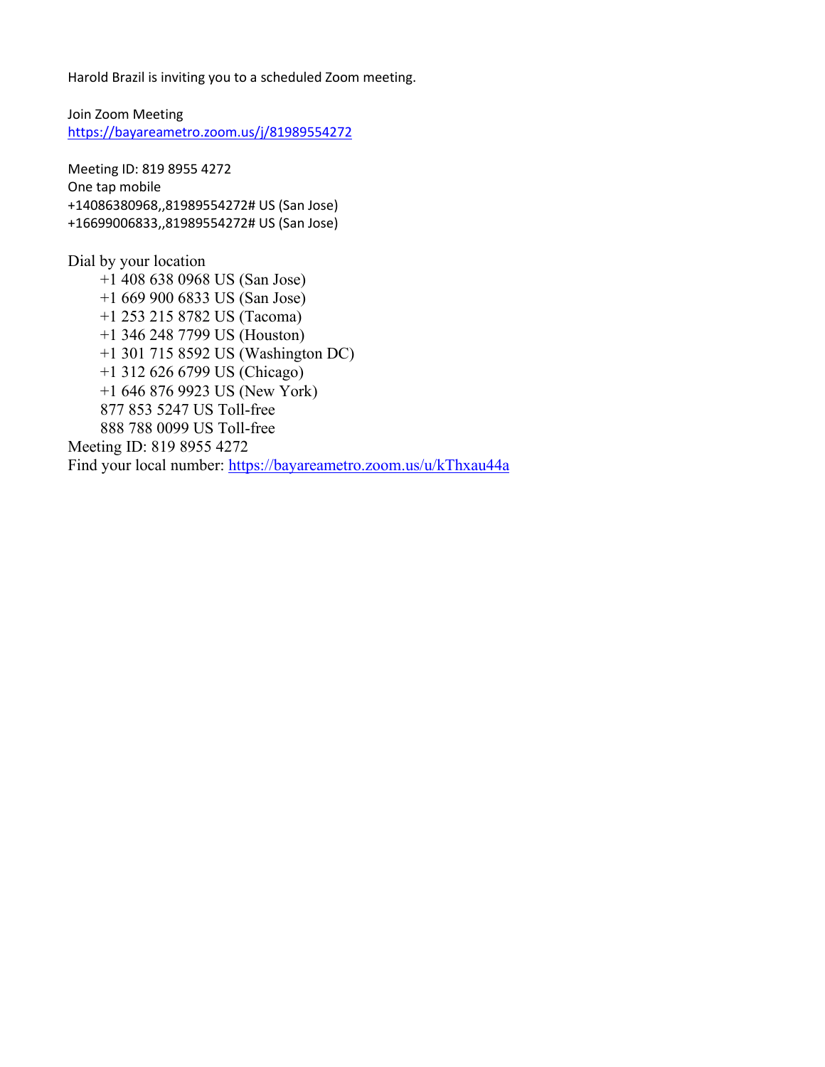Harold Brazil is inviting you to a scheduled Zoom meeting.

Join Zoom Meeting
https://bayareametro.zoom.us/j/81989554272

Meeting ID: 819 8955 4272
One tap mobile
+14086380968,,81989554272# US (San Jose)
+16699006833,,81989554272# US (San Jose)

Dial by your location
- +1 408 638 0968 US (San Jose)
- +1 669 900 6833 US (San Jose)
- +1 253 215 8782 US (Tacoma)
- +1 346 248 7799 US (Houston)
- +1 301 715 8592 US (Washington DC)
- +1 312 626 6799 US (Chicago)
- +1 646 876 9923 US (New York)
- 877 853 5247 US Toll-free
- 888 788 0099 US Toll-free

Meeting ID: 819 8955 4272
Find your local number: https://bayareametro.zoom.us/u/kThxau44a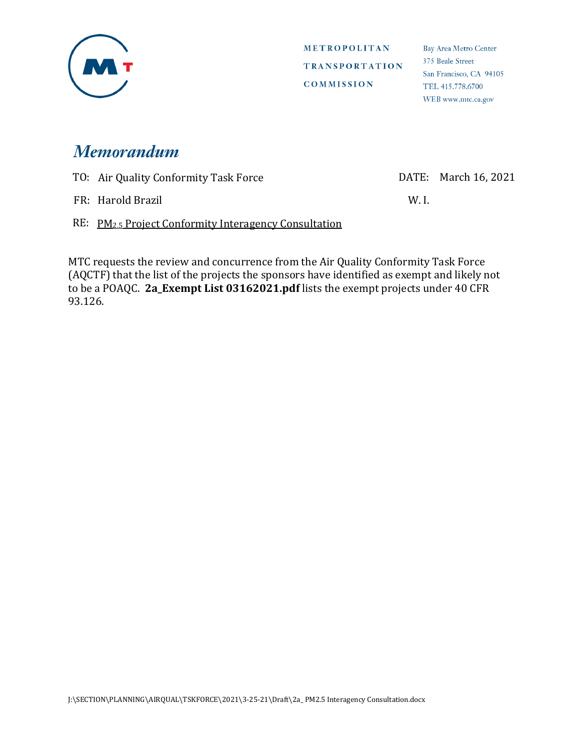METROPOLITAN TRANSPORTATION COMMISSION

Bay Area Metro Center
375 Beale Street
San Francisco, CA 94105
TEL 415.778.6700
WEB www.mtc.ca.gov

# *Memorandum*

TO: Air Quality Conformity Task Force DATE: March 16, 2021

FR: Harold Brazil W. I.

RE: $PM_{2.5}$ Project Conformity Interagency Consultation

MTC requests the review and concurrence from the Air Quality Conformity Task Force (AQCTF) that the list of the projects the sponsors have identified as exempt and likely not to be a POAQC. **2a_Exempt List 03162021.pdf** lists the exempt projects under 40 CFR 93.126.

J:\SECTION\PLANNING\AIRQUAL\TSKFORCE\2021\3-25-21\Draft\2a_ PM2.5 Interagency Consultation.docx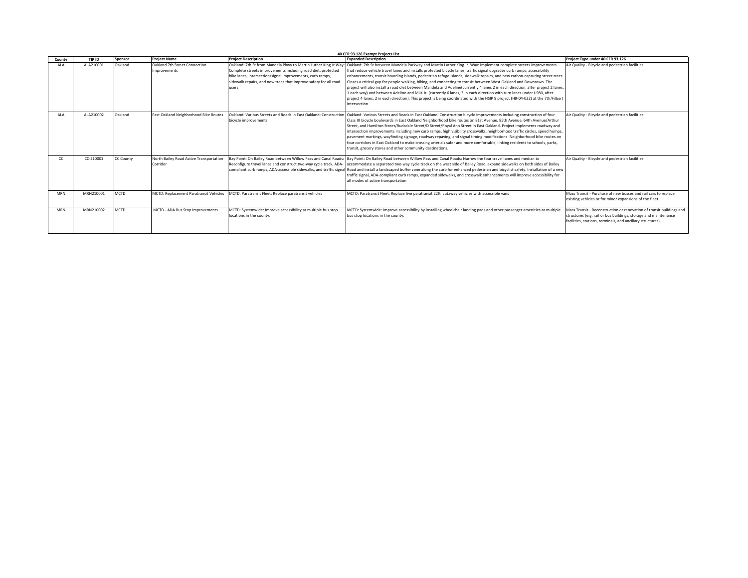**40 CFR 93.126 Exempt Projects List**

| County | TIP ID | Sponsor | Project Name | Project Description | Expanded Description | Project Type under 40 CFR 93.126 |
|---|---|---|---|---|---|---|
| ALA | ALA210001 | Oakland | Oakland 7th Street Connection Improvements | Oakland: 7th St from Mandela Pkwy to Martin Luther King Jr Way: Complete streets improvements including road diet, protected bike lanes, intersection/signal improvements, curb ramps, sidewalk repairs, and new trees that improve safety for all road users | Oakland: 7th St between Mandela Parkway and Martin Luther King Jr. Way: Implement complete streets improvements that reduce vehicle travel lanes and installs protected bicycle lanes, traffic signal upgrades curb ramps, accessibility enhancements, transit boarding islands, pedestrian refuge islands, sidewalk repairs, and new carbon-capturing street trees. Closes a critical gap for people walking, biking, and connecting to transit between West Oakland and Downtown. The project will also install a road diet between Mandela and Adeline(currently 4 lanes 2 in each direction, after project 2 lanes, 1 each way) and between Adeline and MLK Jr. (currently 6 lanes, 3 in each direction with turn lanes under I-980, after project 4 lanes, 2 in each direction). This project is being coordinated with the HSIP 9 project (H9-04-022) at the 7th/Filbert intersection. | Air Quality - Bicycle and pedestrian facilities |
| ALA | ALA210002 | Oakland | East Oakland Neighborhood Bike Routes | Oakland: Various Streets and Roads in East Oakland: Construction bicycle improvements | Oakland: Various Streets and Roads in East Oakland: Construction bicycle improvements including construction of four Class III bicycle boulevards in East Oakland Neighborhood bike routes on 81st Avenue, 85th Avenue, 64th Avenue/Arthur Street, and Hamilton Street/Rudsdale Street/D Street/Royal Ann Street in East Oakland. Project implements roadway and intersection improvements including new curb ramps, high visibility crosswalks, neighborhood traffic circles, speed humps, pavement markings, wayfinding signage, roadway repaving, and signal timing modifications. Neighborhood bike routes on four corridors in East Oakland to make crossing arterials safer and more comfortable, linking residents to schools, parks, transit, grocery stores and other community destinations. | Air Quality - Bicycle and pedestrian facilities |
| CC | CC-210001 | CC County | North Bailey Road Active Transportation Corridor | Bay Point: On Bailey Road between Willow Pass and Canal Roads: Reconfigure travel lanes and construct two-way cycle track, ADA-compliant curb ramps, ADA-accessible sidewalks, and traffic signal | Bay Point: On Bailey Road between Willow Pass and Canal Roads: Narrow the four travel lanes and median to accommodate a separated two-way cycle track on the west side of Bailey Road, expand sidewalks on both sides of Bailey Road and install a landscaped buffer zone along the curb for enhanced pedestrian and bicyclist safety. Installation of a new traffic signal, ADA-compliant curb ramps, expanded sidewalks, and crosswalk enhancements will improve accessibility for all modes of active transportation | Air Quality - Bicycle and pedestrian facilities |
| MRN | MRN210001 | MCTD | MCTD: Replacement Paratransit Vehicles | MCTD: Paratransit Fleet: Replace paratransit vehicles | MCTD: Paratransit Fleet: Replace five paratransit 22ft cutaway vehicles with accessible vans | Mass Transit - Purchase of new busses and rail cars to replace existing vehicles or for minor expansions of the fleet |
| MRN | MRN210002 | MCTD | MCTD - ADA Bus Stop Improvements | MCTD: Systemwide: Improve accessibility at multiple bus stop locations in the county. | MCTD: Systemwide: Improve accessibility by installing wheelchair landing pads and other passenger amenities at multiple bus stop locations in the county. | Mass Transit - Reconstruction or renovation of transit buildings and structures (e.g. rail or bus buildings, storage and maintenance facilities, stations, terminals, and ancillary structures) |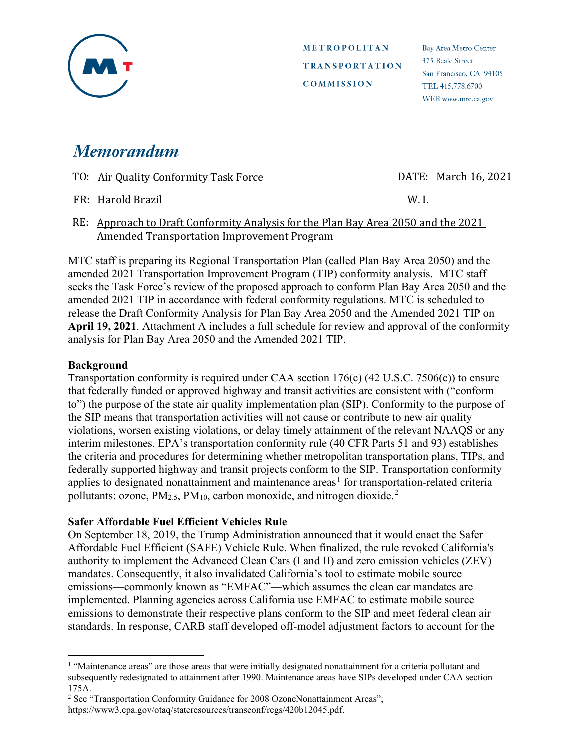METROPOLITAN TRANSPORTATION COMMISSION

Bay Area Metro Center
375 Beale Street
San Francisco, CA 94105
TEL 415.778.6700
WEB www.mtc.ca.gov

# *Memorandum*

TO: Air Quality Conformity Task Force — DATE: March 16, 2021

FR: Harold Brazil — W. I.

RE: Approach to Draft Conformity Analysis for the Plan Bay Area 2050 and the 2021 Amended Transportation Improvement Program

MTC staff is preparing its Regional Transportation Plan (called Plan Bay Area 2050) and the amended 2021 Transportation Improvement Program (TIP) conformity analysis. MTC staff seeks the Task Force's review of the proposed approach to conform Plan Bay Area 2050 and the amended 2021 TIP in accordance with federal conformity regulations. MTC is scheduled to release the Draft Conformity Analysis for Plan Bay Area 2050 and the Amended 2021 TIP on **April 19, 2021**. Attachment A includes a full schedule for review and approval of the conformity analysis for Plan Bay Area 2050 and the Amended 2021 TIP.

**Background**

Transportation conformity is required under CAA section 176(c) (42 U.S.C. 7506(c)) to ensure that federally funded or approved highway and transit activities are consistent with ("conform to") the purpose of the state air quality implementation plan (SIP). Conformity to the purpose of the SIP means that transportation activities will not cause or contribute to new air quality violations, worsen existing violations, or delay timely attainment of the relevant NAAQS or any interim milestones. EPA's transportation conformity rule (40 CFR Parts 51 and 93) establishes the criteria and procedures for determining whether metropolitan transportation plans, TIPs, and federally supported highway and transit projects conform to the SIP. Transportation conformity applies to designated nonattainment and maintenance areas[1] for transportation-related criteria pollutants: ozone, $PM_{2.5}$, $PM_{10}$, carbon monoxide, and nitrogen dioxide.[2]

**Safer Affordable Fuel Efficient Vehicles Rule**

On September 18, 2019, the Trump Administration announced that it would enact the Safer Affordable Fuel Efficient (SAFE) Vehicle Rule. When finalized, the rule revoked California's authority to implement the Advanced Clean Cars (I and II) and zero emission vehicles (ZEV) mandates. Consequently, it also invalidated California's tool to estimate mobile source emissions—commonly known as "EMFAC"—which assumes the clean car mandates are implemented. Planning agencies across California use EMFAC to estimate mobile source emissions to demonstrate their respective plans conform to the SIP and meet federal clean air standards. In response, CARB staff developed off-model adjustment factors to account for the

---

[1] "Maintenance areas" are those areas that were initially designated nonattainment for a criteria pollutant and subsequently redesignated to attainment after 1990. Maintenance areas have SIPs developed under CAA section 175A.

[2] See "Transportation Conformity Guidance for 2008 OzoneNonattainment Areas"; https://www3.epa.gov/otaq/stateresources/transconf/regs/420b12045.pdf.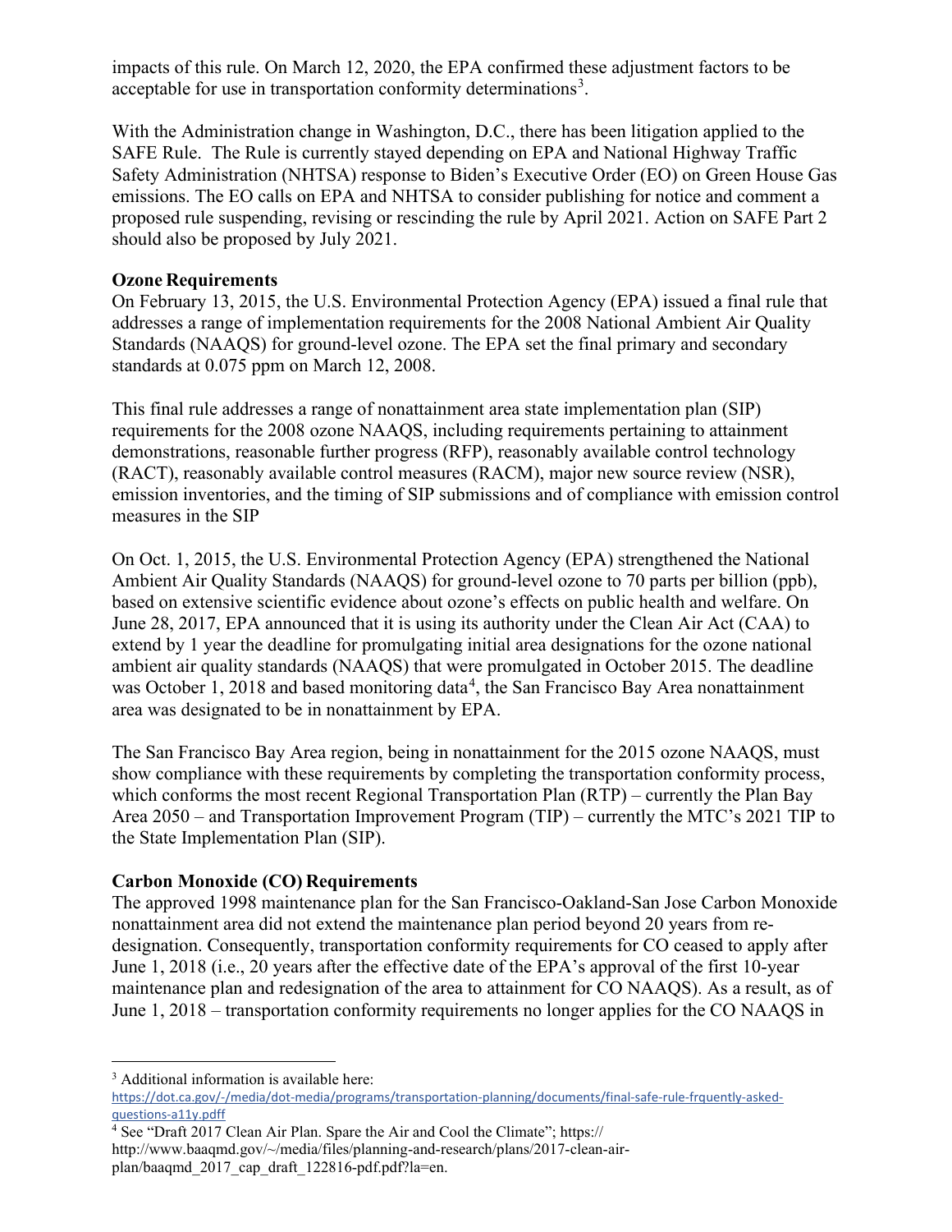impacts of this rule. On March 12, 2020, the EPA confirmed these adjustment factors to be acceptable for use in transportation conformity determinations[3].

With the Administration change in Washington, D.C., there has been litigation applied to the SAFE Rule. The Rule is currently stayed depending on EPA and National Highway Traffic Safety Administration (NHTSA) response to Biden's Executive Order (EO) on Green House Gas emissions. The EO calls on EPA and NHTSA to consider publishing for notice and comment a proposed rule suspending, revising or rescinding the rule by April 2021. Action on SAFE Part 2 should also be proposed by July 2021.

**Ozone Requirements**

On February 13, 2015, the U.S. Environmental Protection Agency (EPA) issued a final rule that addresses a range of implementation requirements for the 2008 National Ambient Air Quality Standards (NAAQS) for ground-level ozone. The EPA set the final primary and secondary standards at 0.075 ppm on March 12, 2008.

This final rule addresses a range of nonattainment area state implementation plan (SIP) requirements for the 2008 ozone NAAQS, including requirements pertaining to attainment demonstrations, reasonable further progress (RFP), reasonably available control technology (RACT), reasonably available control measures (RACM), major new source review (NSR), emission inventories, and the timing of SIP submissions and of compliance with emission control measures in the SIP

On Oct. 1, 2015, the U.S. Environmental Protection Agency (EPA) strengthened the National Ambient Air Quality Standards (NAAQS) for ground-level ozone to 70 parts per billion (ppb), based on extensive scientific evidence about ozone's effects on public health and welfare. On June 28, 2017, EPA announced that it is using its authority under the Clean Air Act (CAA) to extend by 1 year the deadline for promulgating initial area designations for the ozone national ambient air quality standards (NAAQS) that were promulgated in October 2015. The deadline was October 1, 2018 and based monitoring data[4], the San Francisco Bay Area nonattainment area was designated to be in nonattainment by EPA.

The San Francisco Bay Area region, being in nonattainment for the 2015 ozone NAAQS, must show compliance with these requirements by completing the transportation conformity process, which conforms the most recent Regional Transportation Plan (RTP) – currently the Plan Bay Area 2050 – and Transportation Improvement Program (TIP) – currently the MTC's 2021 TIP to the State Implementation Plan (SIP).

**Carbon Monoxide (CO) Requirements**

The approved 1998 maintenance plan for the San Francisco-Oakland-San Jose Carbon Monoxide nonattainment area did not extend the maintenance plan period beyond 20 years from re-designation. Consequently, transportation conformity requirements for CO ceased to apply after June 1, 2018 (i.e., 20 years after the effective date of the EPA's approval of the first 10-year maintenance plan and redesignation of the area to attainment for CO NAAQS). As a result, as of June 1, 2018 – transportation conformity requirements no longer applies for the CO NAAQS in

---

[3] Additional information is available here: https://dot.ca.gov/-/media/dot-media/programs/transportation-planning/documents/final-safe-rule-frquently-asked-questions-a11y.pdff

[4] See "Draft 2017 Clean Air Plan. Spare the Air and Cool the Climate"; https:// http://www.baaqmd.gov/~/media/files/planning-and-research/plans/2017-clean-air-plan/baaqmd_2017_cap_draft_122816-pdf.pdf?la=en.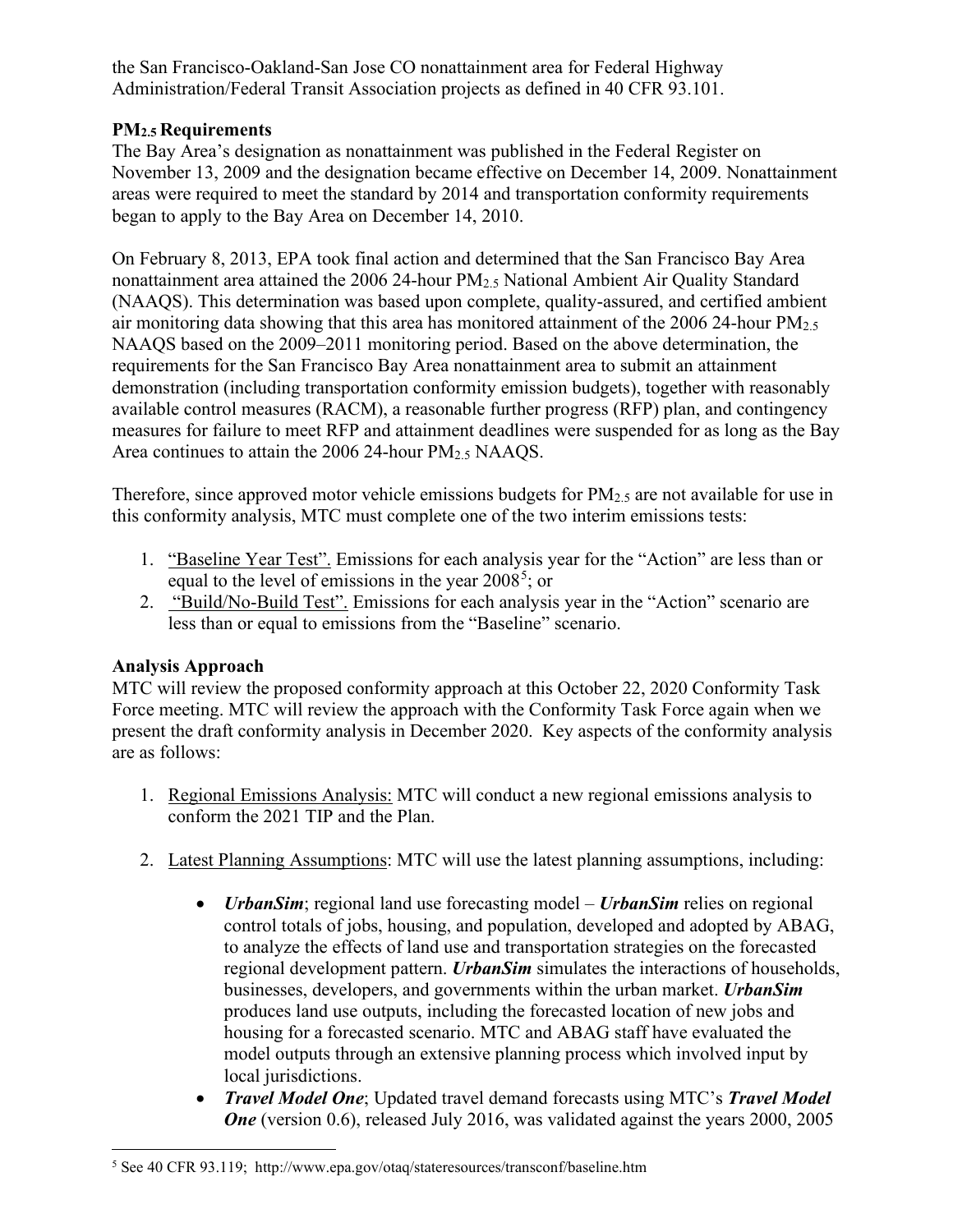the San Francisco-Oakland-San Jose CO nonattainment area for Federal Highway Administration/Federal Transit Association projects as defined in 40 CFR 93.101.

**$PM_{2.5}$ Requirements**

The Bay Area's designation as nonattainment was published in the Federal Register on November 13, 2009 and the designation became effective on December 14, 2009. Nonattainment areas were required to meet the standard by 2014 and transportation conformity requirements began to apply to the Bay Area on December 14, 2010.

On February 8, 2013, EPA took final action and determined that the San Francisco Bay Area nonattainment area attained the 2006 24-hour $PM_{2.5}$ National Ambient Air Quality Standard (NAAQS). This determination was based upon complete, quality-assured, and certified ambient air monitoring data showing that this area has monitored attainment of the 2006 24-hour $PM_{2.5}$ NAAQS based on the 2009–2011 monitoring period. Based on the above determination, the requirements for the San Francisco Bay Area nonattainment area to submit an attainment demonstration (including transportation conformity emission budgets), together with reasonably available control measures (RACM), a reasonable further progress (RFP) plan, and contingency measures for failure to meet RFP and attainment deadlines were suspended for as long as the Bay Area continues to attain the 2006 24-hour $PM_{2.5}$ NAAQS.

Therefore, since approved motor vehicle emissions budgets for $PM_{2.5}$ are not available for use in this conformity analysis, MTC must complete one of the two interim emissions tests:

1. "Baseline Year Test". Emissions for each analysis year for the "Action" are less than or equal to the level of emissions in the year 2008[5]; or
2. "Build/No-Build Test". Emissions for each analysis year in the "Action" scenario are less than or equal to emissions from the "Baseline" scenario.

**Analysis Approach**

MTC will review the proposed conformity approach at this October 22, 2020 Conformity Task Force meeting. MTC will review the approach with the Conformity Task Force again when we present the draft conformity analysis in December 2020. Key aspects of the conformity analysis are as follows:

1. Regional Emissions Analysis: MTC will conduct a new regional emissions analysis to conform the 2021 TIP and the Plan.

2. Latest Planning Assumptions: MTC will use the latest planning assumptions, including:

   - ***UrbanSim***; regional land use forecasting model – ***UrbanSim*** relies on regional control totals of jobs, housing, and population, developed and adopted by ABAG, to analyze the effects of land use and transportation strategies on the forecasted regional development pattern. ***UrbanSim*** simulates the interactions of households, businesses, developers, and governments within the urban market. ***UrbanSim*** produces land use outputs, including the forecasted location of new jobs and housing for a forecasted scenario. MTC and ABAG staff have evaluated the model outputs through an extensive planning process which involved input by local jurisdictions.
   - ***Travel Model One***; Updated travel demand forecasts using MTC's ***Travel Model One*** (version 0.6), released July 2016, was validated against the years 2000, 2005

[5] See 40 CFR 93.119; http://www.epa.gov/otaq/stateresources/transconf/baseline.htm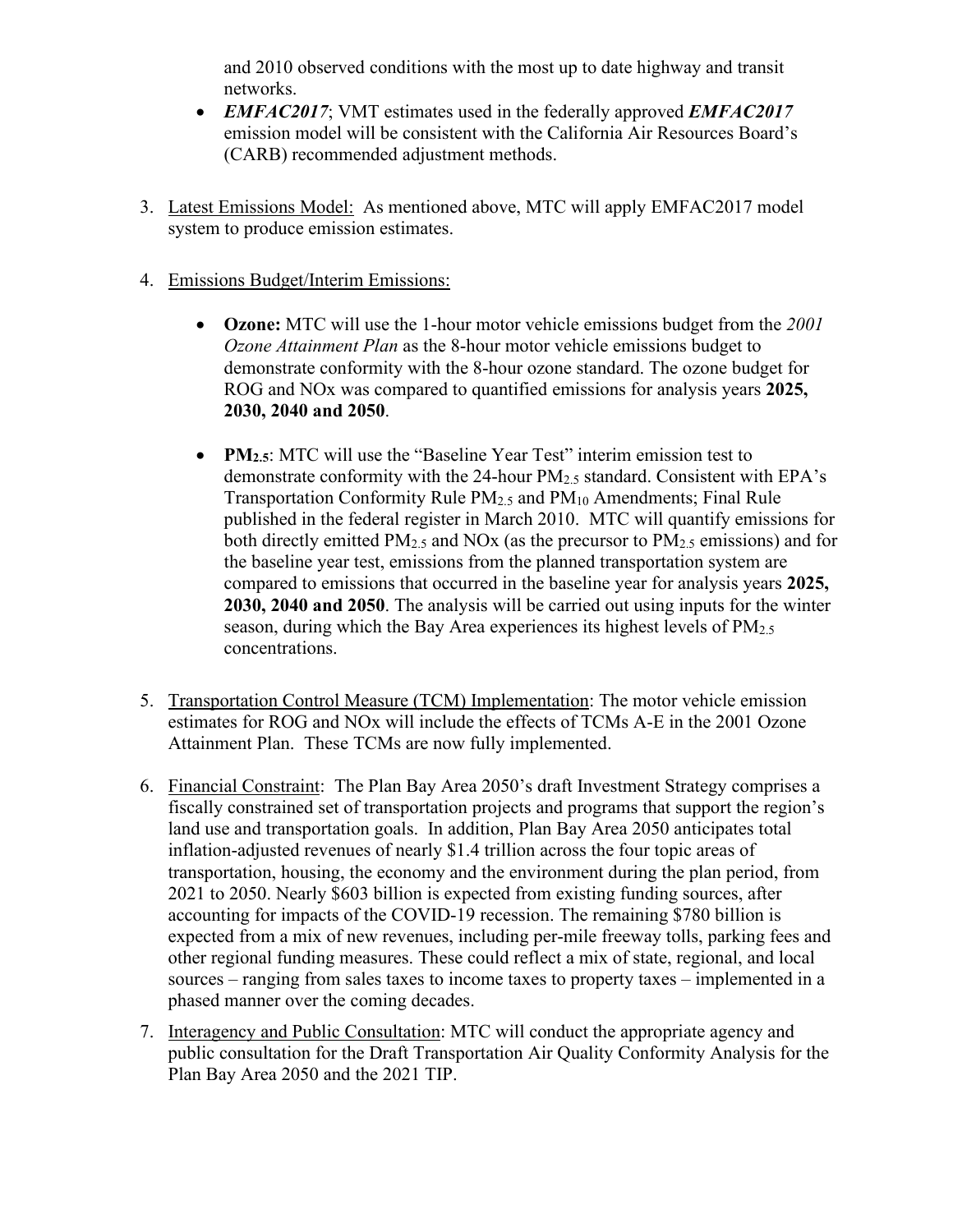and 2010 observed conditions with the most up to date highway and transit networks.

- ***EMFAC2017***; VMT estimates used in the federally approved ***EMFAC2017*** emission model will be consistent with the California Air Resources Board's (CARB) recommended adjustment methods.

3. Latest Emissions Model: As mentioned above, MTC will apply EMFAC2017 model system to produce emission estimates.

4. Emissions Budget/Interim Emissions:

   - **Ozone:** MTC will use the 1-hour motor vehicle emissions budget from the *2001 Ozone Attainment Plan* as the 8-hour motor vehicle emissions budget to demonstrate conformity with the 8-hour ozone standard. The ozone budget for ROG and NOx was compared to quantified emissions for analysis years **2025, 2030, 2040 and 2050**.

   - **$PM_{2.5}$**: MTC will use the "Baseline Year Test" interim emission test to demonstrate conformity with the 24-hour $PM_{2.5}$ standard. Consistent with EPA's Transportation Conformity Rule $PM_{2.5}$ and $PM_{10}$ Amendments; Final Rule published in the federal register in March 2010. MTC will quantify emissions for both directly emitted $PM_{2.5}$ and NOx (as the precursor to $PM_{2.5}$ emissions) and for the baseline year test, emissions from the planned transportation system are compared to emissions that occurred in the baseline year for analysis years **2025, 2030, 2040 and 2050**. The analysis will be carried out using inputs for the winter season, during which the Bay Area experiences its highest levels of $PM_{2.5}$ concentrations.

5. Transportation Control Measure (TCM) Implementation: The motor vehicle emission estimates for ROG and NOx will include the effects of TCMs A-E in the 2001 Ozone Attainment Plan. These TCMs are now fully implemented.

6. Financial Constraint: The Plan Bay Area 2050's draft Investment Strategy comprises a fiscally constrained set of transportation projects and programs that support the region's land use and transportation goals. In addition, Plan Bay Area 2050 anticipates total inflation-adjusted revenues of nearly $1.4 trillion across the four topic areas of transportation, housing, the economy and the environment during the plan period, from 2021 to 2050. Nearly $603 billion is expected from existing funding sources, after accounting for impacts of the COVID-19 recession. The remaining $780 billion is expected from a mix of new revenues, including per-mile freeway tolls, parking fees and other regional funding measures. These could reflect a mix of state, regional, and local sources – ranging from sales taxes to income taxes to property taxes – implemented in a phased manner over the coming decades.

7. Interagency and Public Consultation: MTC will conduct the appropriate agency and public consultation for the Draft Transportation Air Quality Conformity Analysis for the Plan Bay Area 2050 and the 2021 TIP.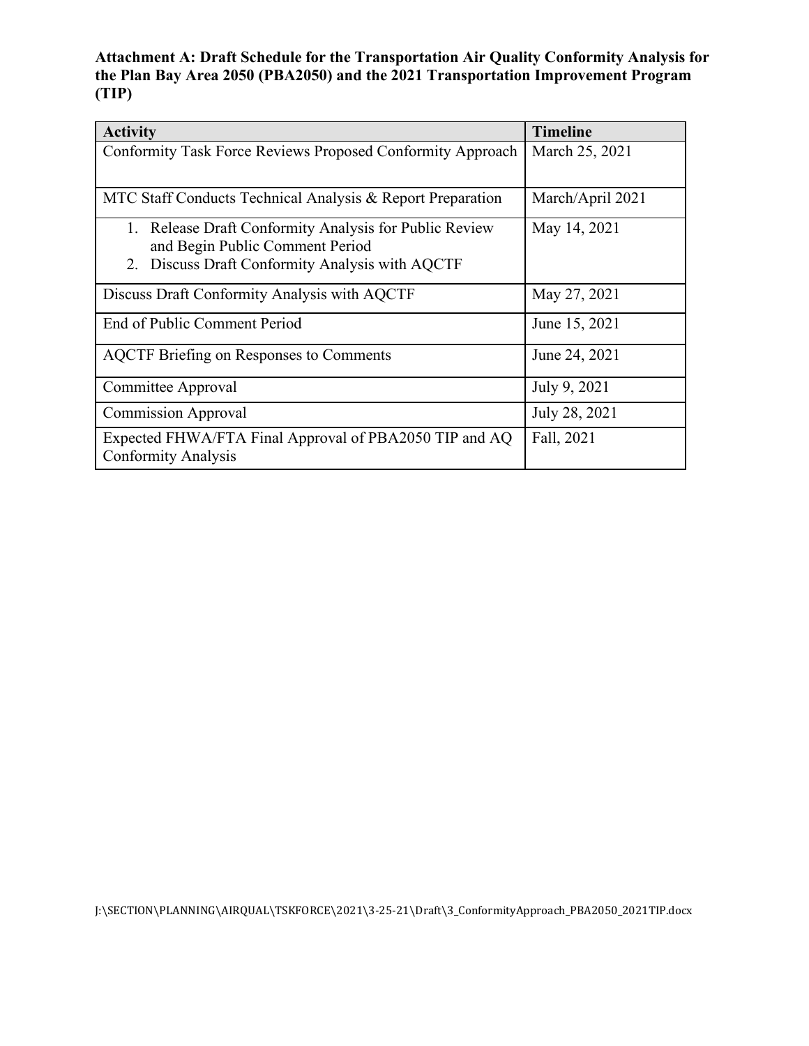**Attachment A: Draft Schedule for the Transportation Air Quality Conformity Analysis for the Plan Bay Area 2050 (PBA2050) and the 2021 Transportation Improvement Program (TIP)**

| Activity | Timeline |
|---|---|
| Conformity Task Force Reviews Proposed Conformity Approach | March 25, 2021 |
| MTC Staff Conducts Technical Analysis & Report Preparation | March/April 2021 |
| 1. Release Draft Conformity Analysis for Public Review and Begin Public Comment Period<br>2. Discuss Draft Conformity Analysis with AQCTF | May 14, 2021 |
| Discuss Draft Conformity Analysis with AQCTF | May 27, 2021 |
| End of Public Comment Period | June 15, 2021 |
| AQCTF Briefing on Responses to Comments | June 24, 2021 |
| Committee Approval | July 9, 2021 |
| Commission Approval | July 28, 2021 |
| Expected FHWA/FTA Final Approval of PBA2050 TIP and AQ Conformity Analysis | Fall, 2021 |

J:\SECTION\PLANNING\AIRQUAL\TSKFORCE\2021\3-25-21\Draft\3_ConformityApproach_PBA2050_2021TIP.docx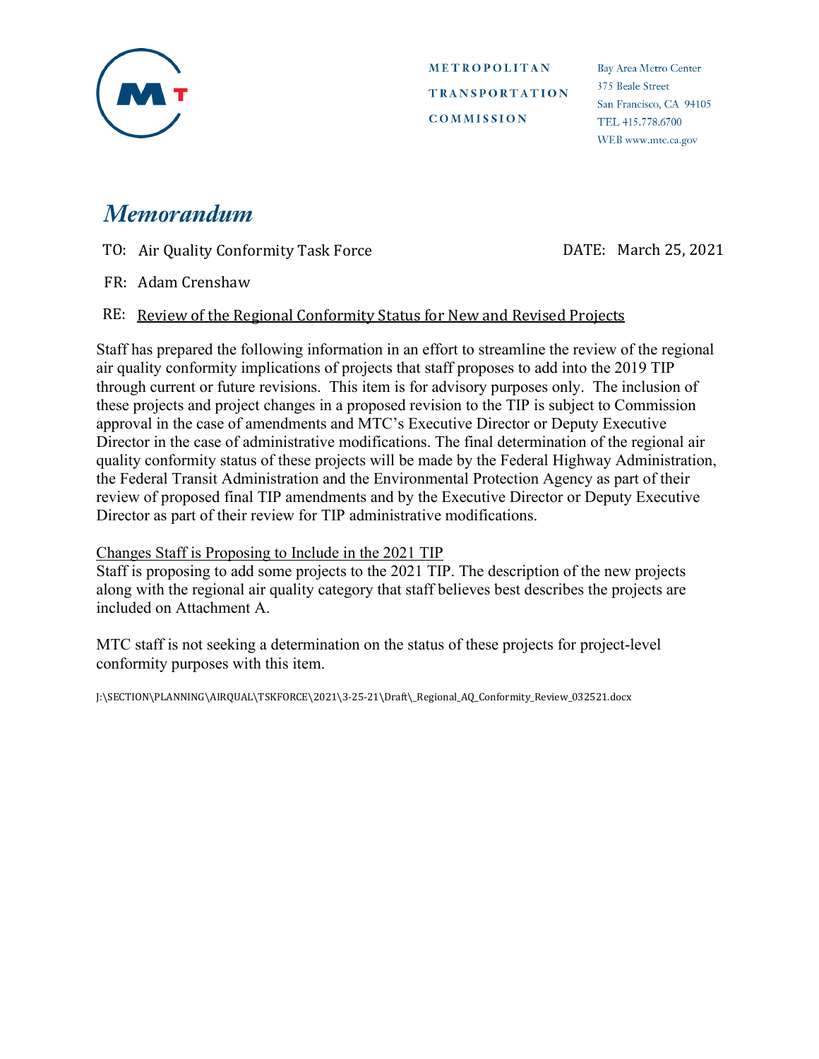METROPOLITAN TRANSPORTATION COMMISSION

Bay Area Metro Center
375 Beale Street
San Francisco, CA 94105
TEL 415.778.6700
WEB www.mtc.ca.gov

# *Memorandum*

TO: Air Quality Conformity Task Force

DATE: March 25, 2021

FR: Adam Crenshaw

RE: Review of the Regional Conformity Status for New and Revised Projects

Staff has prepared the following information in an effort to streamline the review of the regional air quality conformity implications of projects that staff proposes to add into the 2019 TIP through current or future revisions. This item is for advisory purposes only. The inclusion of these projects and project changes in a proposed revision to the TIP is subject to Commission approval in the case of amendments and MTC's Executive Director or Deputy Executive Director in the case of administrative modifications. The final determination of the regional air quality conformity status of these projects will be made by the Federal Highway Administration, the Federal Transit Administration and the Environmental Protection Agency as part of their review of proposed final TIP amendments and by the Executive Director or Deputy Executive Director as part of their review for TIP administrative modifications.

Changes Staff is Proposing to Include in the 2021 TIP

Staff is proposing to add some projects to the 2021 TIP. The description of the new projects along with the regional air quality category that staff believes best describes the projects are included on Attachment A.

MTC staff is not seeking a determination on the status of these projects for project-level conformity purposes with this item.

J:\SECTION\PLANNING\AIRQUAL\TSKFORCE\2021\3-25-21\Draft\_Regional_AQ_Conformity_Review_032521.docx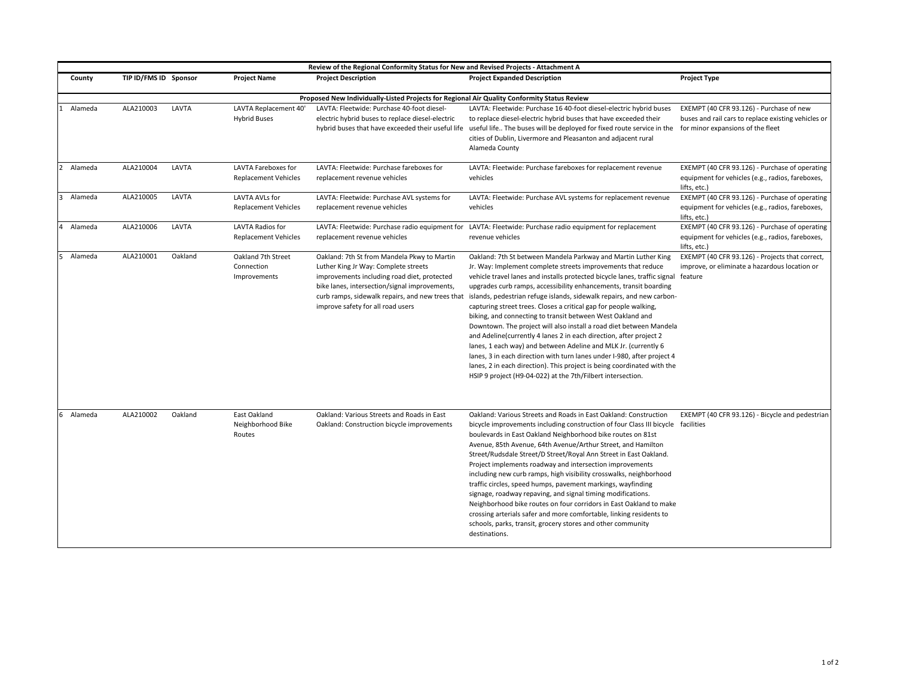| | County | TIP ID/FMS ID | Sponsor | Project Name | Project Description | Project Expanded Description | Project Type |
|---|---|---|---|---|---|---|---|
| **Review of the Regional Conformity Status for New and Revised Projects - Attachment A** | | | | | | | |
| **Proposed New Individually-Listed Projects for Regional Air Quality Conformity Status Review** | | | | | | | |
| 1 | Alameda | ALA210003 | LAVTA | LAVTA Replacement 40' Hybrid Buses | LAVTA: Fleetwide: Purchase 40-foot diesel-electric hybrid buses to replace diesel-electric hybrid buses that have exceeded their useful life | LAVTA: Fleetwide: Purchase 16 40-foot diesel-electric hybrid buses to replace diesel-electric hybrid buses that have exceeded their useful life.. The buses will be deployed for fixed route service in the cities of Dublin, Livermore and Pleasanton and adjacent rural Alameda County | EXEMPT (40 CFR 93.126) - Purchase of new buses and rail cars to replace existing vehicles or for minor expansions of the fleet |
| 2 | Alameda | ALA210004 | LAVTA | LAVTA Fareboxes for Replacement Vehicles | LAVTA: Fleetwide: Purchase fareboxes for replacement revenue vehicles | LAVTA: Fleetwide: Purchase fareboxes for replacement revenue vehicles | EXEMPT (40 CFR 93.126) - Purchase of operating equipment for vehicles (e.g., radios, fareboxes, lifts, etc.) |
| 3 | Alameda | ALA210005 | LAVTA | LAVTA AVLs for Replacement Vehicles | LAVTA: Fleetwide: Purchase AVL systems for replacement revenue vehicles | LAVTA: Fleetwide: Purchase AVL systems for replacement revenue vehicles | EXEMPT (40 CFR 93.126) - Purchase of operating equipment for vehicles (e.g., radios, fareboxes, lifts, etc.) |
| 4 | Alameda | ALA210006 | LAVTA | LAVTA Radios for Replacement Vehicles | LAVTA: Fleetwide: Purchase radio equipment for replacement revenue vehicles | LAVTA: Fleetwide: Purchase radio equipment for replacement revenue vehicles | EXEMPT (40 CFR 93.126) - Purchase of operating equipment for vehicles (e.g., radios, fareboxes, lifts, etc.) |
| 5 | Alameda | ALA210001 | Oakland | Oakland 7th Street Connection Improvements | Oakland: 7th St from Mandela Pkwy to Martin Luther King Jr Way: Complete streets improvements including road diet, protected bike lanes, intersection/signal improvements, curb ramps, sidewalk repairs, and new trees that improve safety for all road users | Oakland: 7th St between Mandela Parkway and Martin Luther King Jr. Way: Implement complete streets improvements that reduce vehicle travel lanes and installs protected bicycle lanes, traffic signal upgrades curb ramps, accessibility enhancements, transit boarding islands, pedestrian refuge islands, sidewalk repairs, and new carbon-capturing street trees. Closes a critical gap for people walking, biking, and connecting to transit between West Oakland and Downtown. The project will also install a road diet between Mandela and Adeline(currently 4 lanes 2 in each direction, after project 2 lanes, 1 each way) and between Adeline and MLK Jr. (currently 6 lanes, 3 in each direction with turn lanes under I-980, after project 4 lanes, 2 in each direction). This project is being coordinated with the HSIP 9 project (H9-04-022) at the 7th/Filbert intersection. | EXEMPT (40 CFR 93.126) - Projects that correct, improve, or eliminate a hazardous location or feature |
| 6 | Alameda | ALA210002 | Oakland | East Oakland Neighborhood Bike Routes | Oakland: Various Streets and Roads in East Oakland: Construction bicycle improvements | Oakland: Various Streets and Roads in East Oakland: Construction bicycle improvements including construction of four Class III bicycle boulevards in East Oakland Neighborhood bike routes on 81st Avenue, 85th Avenue, 64th Avenue/Arthur Street, and Hamilton Street/Rudsdale Street/D Street/Royal Ann Street in East Oakland. Project implements roadway and intersection improvements including new curb ramps, high visibility crosswalks, neighborhood traffic circles, speed humps, pavement markings, wayfinding signage, roadway repaving, and signal timing modifications. Neighborhood bike routes on four corridors in East Oakland to make crossing arterials safer and more comfortable, linking residents to schools, parks, transit, grocery stores and other community destinations. | EXEMPT (40 CFR 93.126) - Bicycle and pedestrian facilities |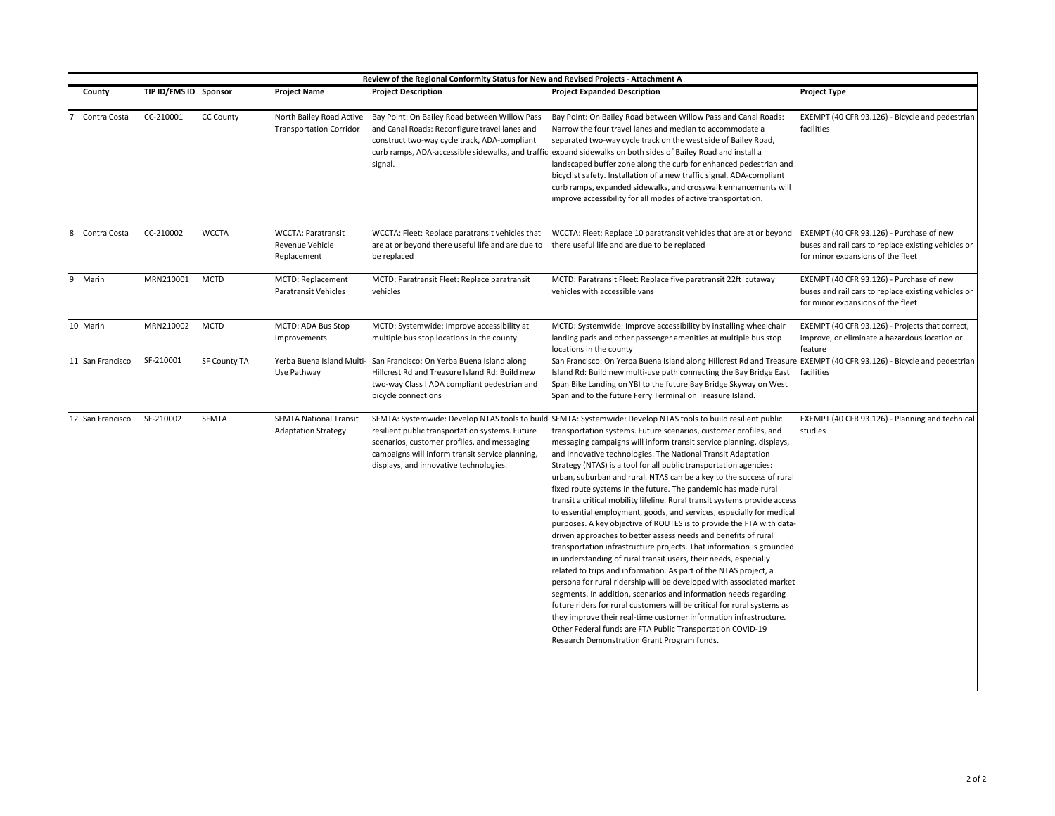| | County | TIP ID/FMS ID | Sponsor | Project Name | Project Description | Project Expanded Description | Project Type |
|---|---|---|---|---|---|---|---|
| | | | | **Review of the Regional Conformity Status for New and Revised Projects - Attachment A** | | | |
| 7 | Contra Costa | CC-210001 | CC County | North Bailey Road Active Transportation Corridor | Bay Point: On Bailey Road between Willow Pass and Canal Roads: Reconfigure travel lanes and construct two-way cycle track, ADA-compliant curb ramps, ADA-accessible sidewalks, and traffic signal. | Bay Point: On Bailey Road between Willow Pass and Canal Roads: Narrow the four travel lanes and median to accommodate a separated two-way cycle track on the west side of Bailey Road, expand sidewalks on both sides of Bailey Road and install a landscaped buffer zone along the curb for enhanced pedestrian and bicyclist safety. Installation of a new traffic signal, ADA-compliant curb ramps, expanded sidewalks, and crosswalk enhancements will improve accessibility for all modes of active transportation. | EXEMPT (40 CFR 93.126) - Bicycle and pedestrian facilities |
| 8 | Contra Costa | CC-210002 | WCCTA | WCCTA: Paratransit Revenue Vehicle Replacement | WCCTA: Fleet: Replace paratransit vehicles that are at or beyond there useful life and are due to be replaced | WCCTA: Fleet: Replace 10 paratransit vehicles that are at or beyond there useful life and are due to be replaced | EXEMPT (40 CFR 93.126) - Purchase of new buses and rail cars to replace existing vehicles or for minor expansions of the fleet |
| 9 | Marin | MRN210001 | MCTD | MCTD: Replacement Paratransit Vehicles | MCTD: Paratransit Fleet: Replace paratransit vehicles | MCTD: Paratransit Fleet: Replace five paratransit 22ft cutaway vehicles with accessible vans | EXEMPT (40 CFR 93.126) - Purchase of new buses and rail cars to replace existing vehicles or for minor expansions of the fleet |
| 10 | Marin | MRN210002 | MCTD | MCTD: ADA Bus Stop Improvements | MCTD: Systemwide: Improve accessibility at multiple bus stop locations in the county | MCTD: Systemwide: Improve accessibility by installing wheelchair landing pads and other passenger amenities at multiple bus stop locations in the county | EXEMPT (40 CFR 93.126) - Projects that correct, improve, or eliminate a hazardous location or feature |
| 11 | San Francisco | SF-210001 | SF County TA | Yerba Buena Island Multi-Use Pathway | San Francisco: On Yerba Buena Island along Hillcrest Rd and Treasure Island Rd: Build new two-way Class I ADA compliant pedestrian and bicycle connections | San Francisco: On Yerba Buena Island along Hillcrest Rd and Treasure Island Rd: Build new multi-use path connecting the Bay Bridge East Span Bike Landing on YBI to the future Bay Bridge Skyway on West Span and to the future Ferry Terminal on Treasure Island. | EXEMPT (40 CFR 93.126) - Bicycle and pedestrian facilities |
| 12 | San Francisco | SF-210002 | SFMTA | SFMTA National Transit Adaptation Strategy | SFMTA: Systemwide: Develop NTAS tools to build resilient public transportation systems. Future scenarios, customer profiles, and messaging campaigns will inform transit service planning, displays, and innovative technologies. | SFMTA: Systemwide: Develop NTAS tools to build resilient public transportation systems. Future scenarios, customer profiles, and messaging campaigns will inform transit service planning, displays, and innovative technologies. The National Transit Adaptation Strategy (NTAS) is a tool for all public transportation agencies: urban, suburban and rural. NTAS can be a key to the success of rural fixed route systems in the future. The pandemic has made rural transit a critical mobility lifeline. Rural transit systems provide access to essential employment, goods, and services, especially for medical purposes. A key objective of ROUTES is to provide the FTA with data-driven approaches to better assess needs and benefits of rural transportation infrastructure projects. That information is grounded in understanding of rural transit users, their needs, especially related to trips and information. As part of the NTAS project, a persona for rural ridership will be developed with associated market segments. In addition, scenarios and information needs regarding future riders for rural customers will be critical for rural systems as they improve their real-time customer information infrastructure. Other Federal funds are FTA Public Transportation COVID-19 Research Demonstration Grant Program funds. | EXEMPT (40 CFR 93.126) - Planning and technical studies |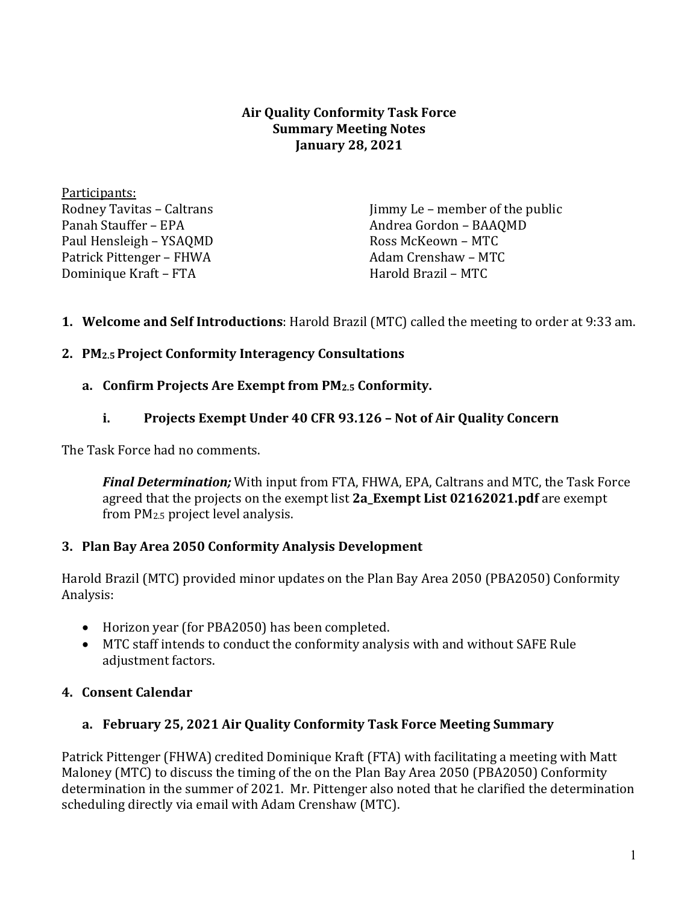**Air Quality Conformity Task Force**
**Summary Meeting Notes**
**January 28, 2021**

Participants:

Rodney Tavitas – Caltrans
Panah Stauffer – EPA
Paul Hensleigh – YSAQMD
Patrick Pittenger – FHWA
Dominique Kraft – FTA
Jimmy Le – member of the public
Andrea Gordon – BAAQMD
Ross McKeown – MTC
Adam Crenshaw – MTC
Harold Brazil – MTC

1. **Welcome and Self Introductions**: Harold Brazil (MTC) called the meeting to order at 9:33 am.

2. **$PM_{2.5}$ Project Conformity Interagency Consultations**

   a. **Confirm Projects Are Exempt from $PM_{2.5}$ Conformity.**

      i. **Projects Exempt Under 40 CFR 93.126 – Not of Air Quality Concern**

The Task Force had no comments.

> ***Final Determination;*** With input from FTA, FHWA, EPA, Caltrans and MTC, the Task Force agreed that the projects on the exempt list **2a_Exempt List 02162021.pdf** are exempt from $PM_{2.5}$ project level analysis.

3. **Plan Bay Area 2050 Conformity Analysis Development**

Harold Brazil (MTC) provided minor updates on the Plan Bay Area 2050 (PBA2050) Conformity Analysis:

- Horizon year (for PBA2050) has been completed.
- MTC staff intends to conduct the conformity analysis with and without SAFE Rule adjustment factors.

4. **Consent Calendar**

   a. **February 25, 2021 Air Quality Conformity Task Force Meeting Summary**

Patrick Pittenger (FHWA) credited Dominique Kraft (FTA) with facilitating a meeting with Matt Maloney (MTC) to discuss the timing of the on the Plan Bay Area 2050 (PBA2050) Conformity determination in the summer of 2021. Mr. Pittenger also noted that he clarified the determination scheduling directly via email with Adam Crenshaw (MTC).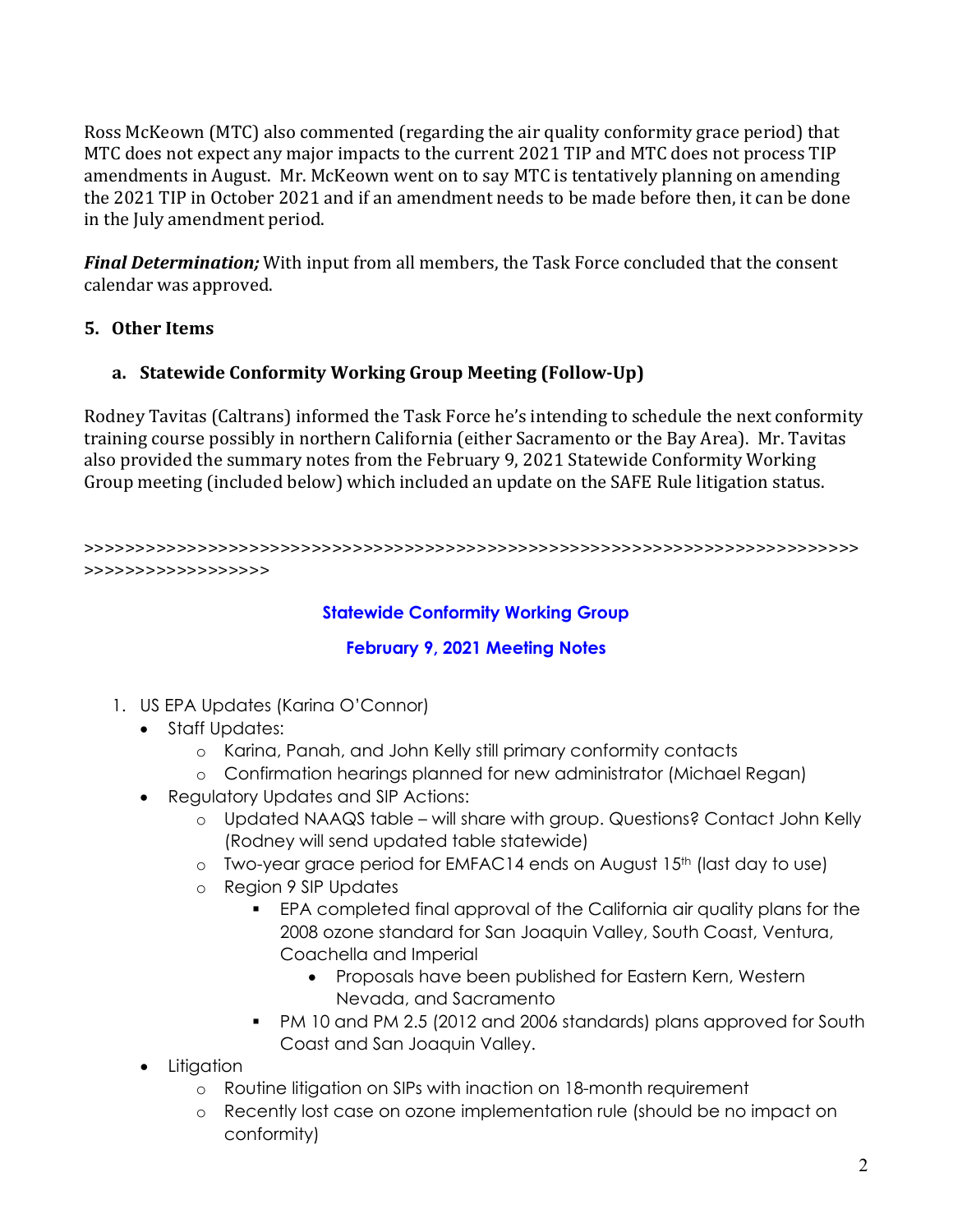Ross McKeown (MTC) also commented (regarding the air quality conformity grace period) that MTC does not expect any major impacts to the current 2021 TIP and MTC does not process TIP amendments in August. Mr. McKeown went on to say MTC is tentatively planning on amending the 2021 TIP in October 2021 and if an amendment needs to be made before then, it can be done in the July amendment period.

***Final Determination;*** With input from all members, the Task Force concluded that the consent calendar was approved.

## 5. Other Items

### a. Statewide Conformity Working Group Meeting (Follow-Up)

Rodney Tavitas (Caltrans) informed the Task Force he's intending to schedule the next conformity training course possibly in northern California (either Sacramento or the Bay Area). Mr. Tavitas also provided the summary notes from the February 9, 2021 Statewide Conformity Working Group meeting (included below) which included an update on the SAFE Rule litigation status.

>>>>>>>>>>>>>>>>>>>>>>>>>>>>>>>>>>>>>>>>>>>>>>>>>>>>>>>>>>>>>>>>>>>>>>>>>>>>>>>>>>>>>>>>>>>

**Statewide Conformity Working Group**

**February 9, 2021 Meeting Notes**

1. US EPA Updates (Karina O'Connor)
   - Staff Updates:
     - Karina, Panah, and John Kelly still primary conformity contacts
     - Confirmation hearings planned for new administrator (Michael Regan)
   - Regulatory Updates and SIP Actions:
     - Updated NAAQS table – will share with group. Questions? Contact John Kelly (Rodney will send updated table statewide)
     - Two-year grace period for EMFAC14 ends on August 15th (last day to use)
     - Region 9 SIP Updates
       - EPA completed final approval of the California air quality plans for the 2008 ozone standard for San Joaquin Valley, South Coast, Ventura, Coachella and Imperial
         - Proposals have been published for Eastern Kern, Western Nevada, and Sacramento
       - PM 10 and PM 2.5 (2012 and 2006 standards) plans approved for South Coast and San Joaquin Valley.
   - Litigation
     - Routine litigation on SIPs with inaction on 18-month requirement
     - Recently lost case on ozone implementation rule (should be no impact on conformity)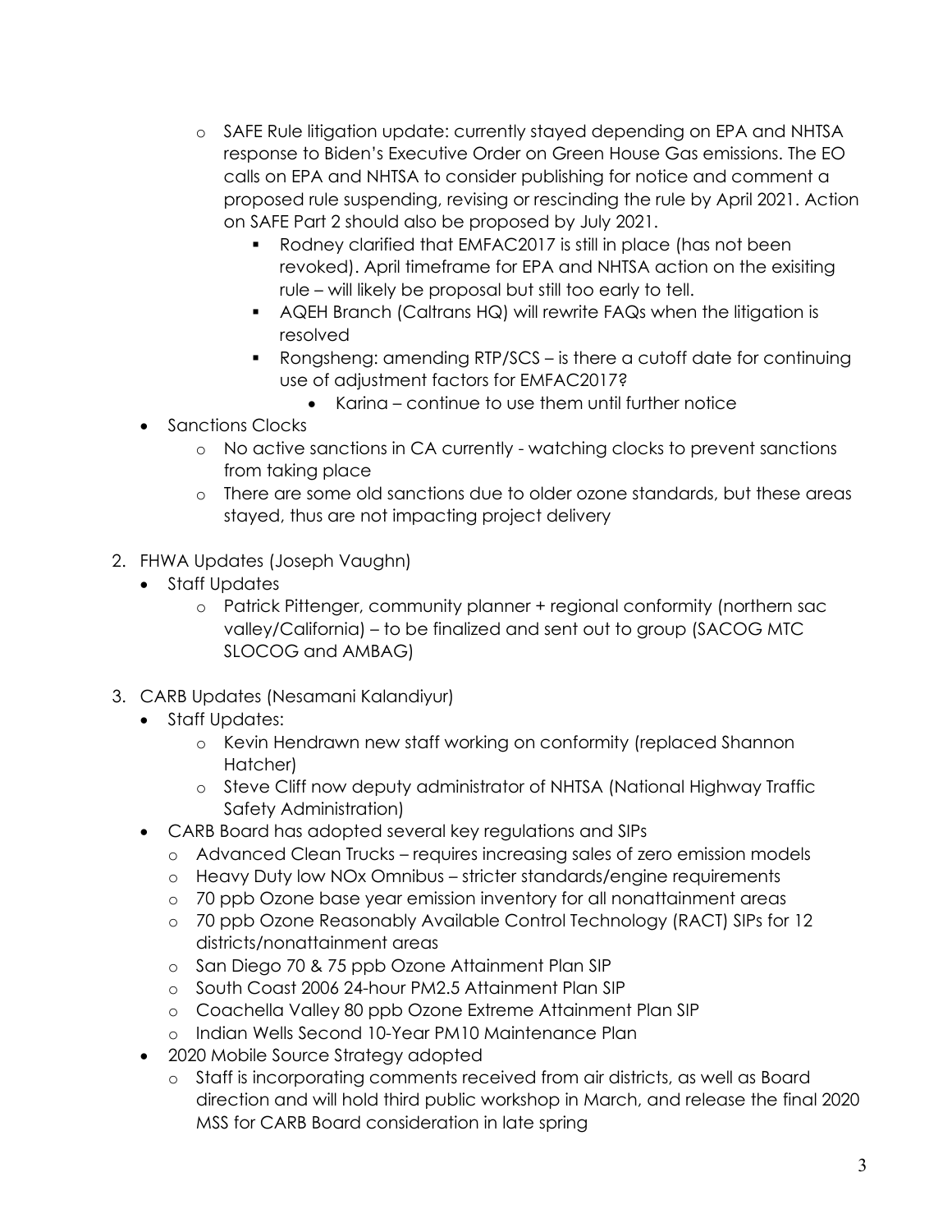- SAFE Rule litigation update: currently stayed depending on EPA and NHTSA response to Biden's Executive Order on Green House Gas emissions. The EO calls on EPA and NHTSA to consider publishing for notice and comment a proposed rule suspending, revising or rescinding the rule by April 2021. Action on SAFE Part 2 should also be proposed by July 2021.
  - Rodney clarified that EMFAC2017 is still in place (has not been revoked). April timeframe for EPA and NHTSA action on the exisiting rule – will likely be proposal but still too early to tell.
  - AQEH Branch (Caltrans HQ) will rewrite FAQs when the litigation is resolved
  - Rongsheng: amending RTP/SCS – is there a cutoff date for continuing use of adjustment factors for EMFAC2017?
    - Karina – continue to use them until further notice

- Sanctions Clocks
  - No active sanctions in CA currently - watching clocks to prevent sanctions from taking place
  - There are some old sanctions due to older ozone standards, but these areas stayed, thus are not impacting project delivery

2. FHWA Updates (Joseph Vaughn)
   - Staff Updates
     - Patrick Pittenger, community planner + regional conformity (northern sac valley/California) – to be finalized and sent out to group (SACOG MTC SLOCOG and AMBAG)

3. CARB Updates (Nesamani Kalandiyur)
   - Staff Updates:
     - Kevin Hendrawn new staff working on conformity (replaced Shannon Hatcher)
     - Steve Cliff now deputy administrator of NHTSA (National Highway Traffic Safety Administration)
   - CARB Board has adopted several key regulations and SIPs
     - Advanced Clean Trucks – requires increasing sales of zero emission models
     - Heavy Duty low NOx Omnibus – stricter standards/engine requirements
     - 70 ppb Ozone base year emission inventory for all nonattainment areas
     - 70 ppb Ozone Reasonably Available Control Technology (RACT) SIPs for 12 districts/nonattainment areas
     - San Diego 70 & 75 ppb Ozone Attainment Plan SIP
     - South Coast 2006 24-hour PM2.5 Attainment Plan SIP
     - Coachella Valley 80 ppb Ozone Extreme Attainment Plan SIP
     - Indian Wells Second 10-Year PM10 Maintenance Plan
   - 2020 Mobile Source Strategy adopted
     - Staff is incorporating comments received from air districts, as well as Board direction and will hold third public workshop in March, and release the final 2020 MSS for CARB Board consideration in late spring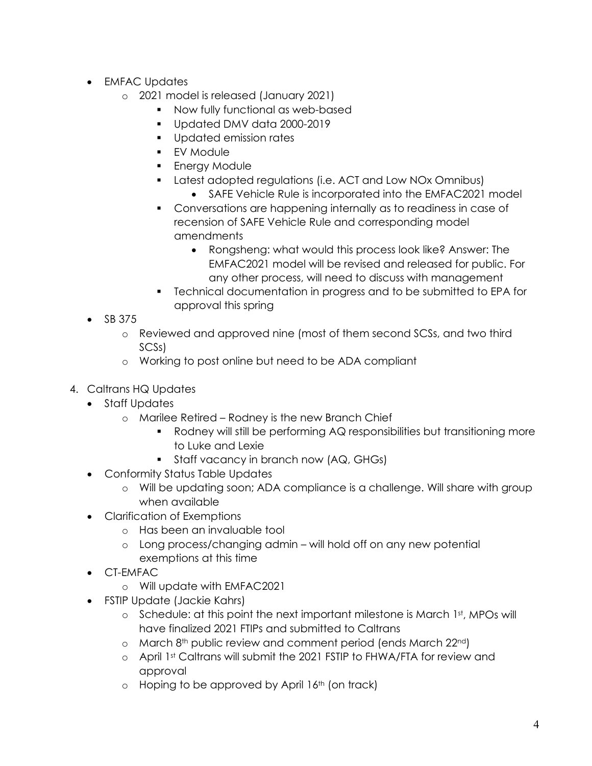- EMFAC Updates
    - 2021 model is released (January 2021)
        - Now fully functional as web-based
        - Updated DMV data 2000-2019
        - Updated emission rates
        - EV Module
        - Energy Module
        - Latest adopted regulations (i.e. ACT and Low NOx Omnibus)
            - SAFE Vehicle Rule is incorporated into the EMFAC2021 model
        - Conversations are happening internally as to readiness in case of recension of SAFE Vehicle Rule and corresponding model amendments
            - Rongsheng: what would this process look like? Answer: The EMFAC2021 model will be revised and released for public. For any other process, will need to discuss with management
        - Technical documentation in progress and to be submitted to EPA for approval this spring
- SB 375
    - Reviewed and approved nine (most of them second SCSs, and two third SCSs)
    - Working to post online but need to be ADA compliant

4. Caltrans HQ Updates
    - Staff Updates
        - Marilee Retired – Rodney is the new Branch Chief
            - Rodney will still be performing AQ responsibilities but transitioning more to Luke and Lexie
            - Staff vacancy in branch now (AQ, GHGs)
    - Conformity Status Table Updates
        - Will be updating soon; ADA compliance is a challenge. Will share with group when available
    - Clarification of Exemptions
        - Has been an invaluable tool
        - Long process/changing admin – will hold off on any new potential exemptions at this time
    - CT-EMFAC
        - Will update with EMFAC2021
    - FSTIP Update (Jackie Kahrs)
        - Schedule: at this point the next important milestone is March 1st, MPOs will have finalized 2021 FTIPs and submitted to Caltrans
        - March 8th public review and comment period (ends March 22nd)
        - April 1st Caltrans will submit the 2021 FSTIP to FHWA/FTA for review and approval
        - Hoping to be approved by April 16th (on track)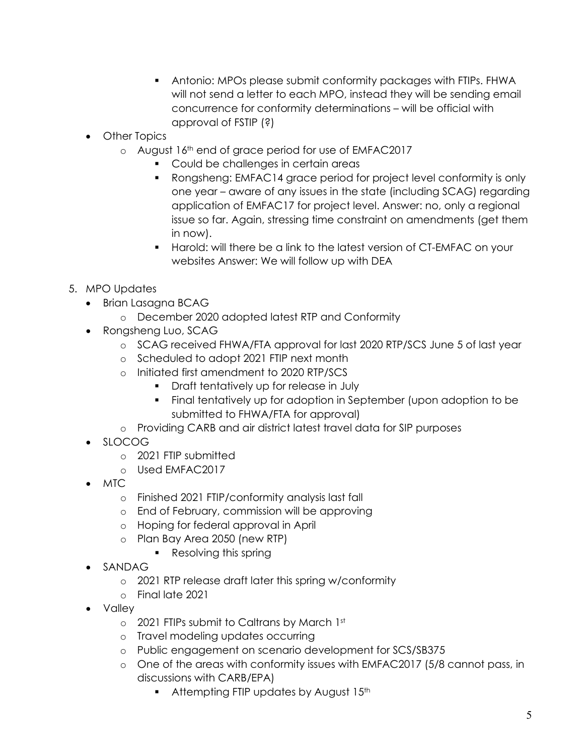- Antonio: MPOs please submit conformity packages with FTIPs. FHWA will not send a letter to each MPO, instead they will be sending email concurrence for conformity determinations – will be official with approval of FSTIP (?)
- Other Topics
    - August 16th end of grace period for use of EMFAC2017
        - Could be challenges in certain areas
        - Rongsheng: EMFAC14 grace period for project level conformity is only one year – aware of any issues in the state (including SCAG) regarding application of EMFAC17 for project level. Answer: no, only a regional issue so far. Again, stressing time constraint on amendments (get them in now).
        - Harold: will there be a link to the latest version of CT-EMFAC on your websites Answer: We will follow up with DEA

5. MPO Updates
    - Brian Lasagna BCAG
        - December 2020 adopted latest RTP and Conformity
    - Rongsheng Luo, SCAG
        - SCAG received FHWA/FTA approval for last 2020 RTP/SCS June 5 of last year
        - Scheduled to adopt 2021 FTIP next month
        - Initiated first amendment to 2020 RTP/SCS
            - Draft tentatively up for release in July
            - Final tentatively up for adoption in September (upon adoption to be submitted to FHWA/FTA for approval)
        - Providing CARB and air district latest travel data for SIP purposes
    - SLOCOG
        - 2021 FTIP submitted
        - Used EMFAC2017
    - MTC
        - Finished 2021 FTIP/conformity analysis last fall
        - End of February, commission will be approving
        - Hoping for federal approval in April
        - Plan Bay Area 2050 (new RTP)
            - Resolving this spring
    - SANDAG
        - 2021 RTP release draft later this spring w/conformity
        - Final late 2021
    - Valley
        - 2021 FTIPs submit to Caltrans by March 1st
        - Travel modeling updates occurring
        - Public engagement on scenario development for SCS/SB375
        - One of the areas with conformity issues with EMFAC2017 (5/8 cannot pass, in discussions with CARB/EPA)
            - Attempting FTIP updates by August 15th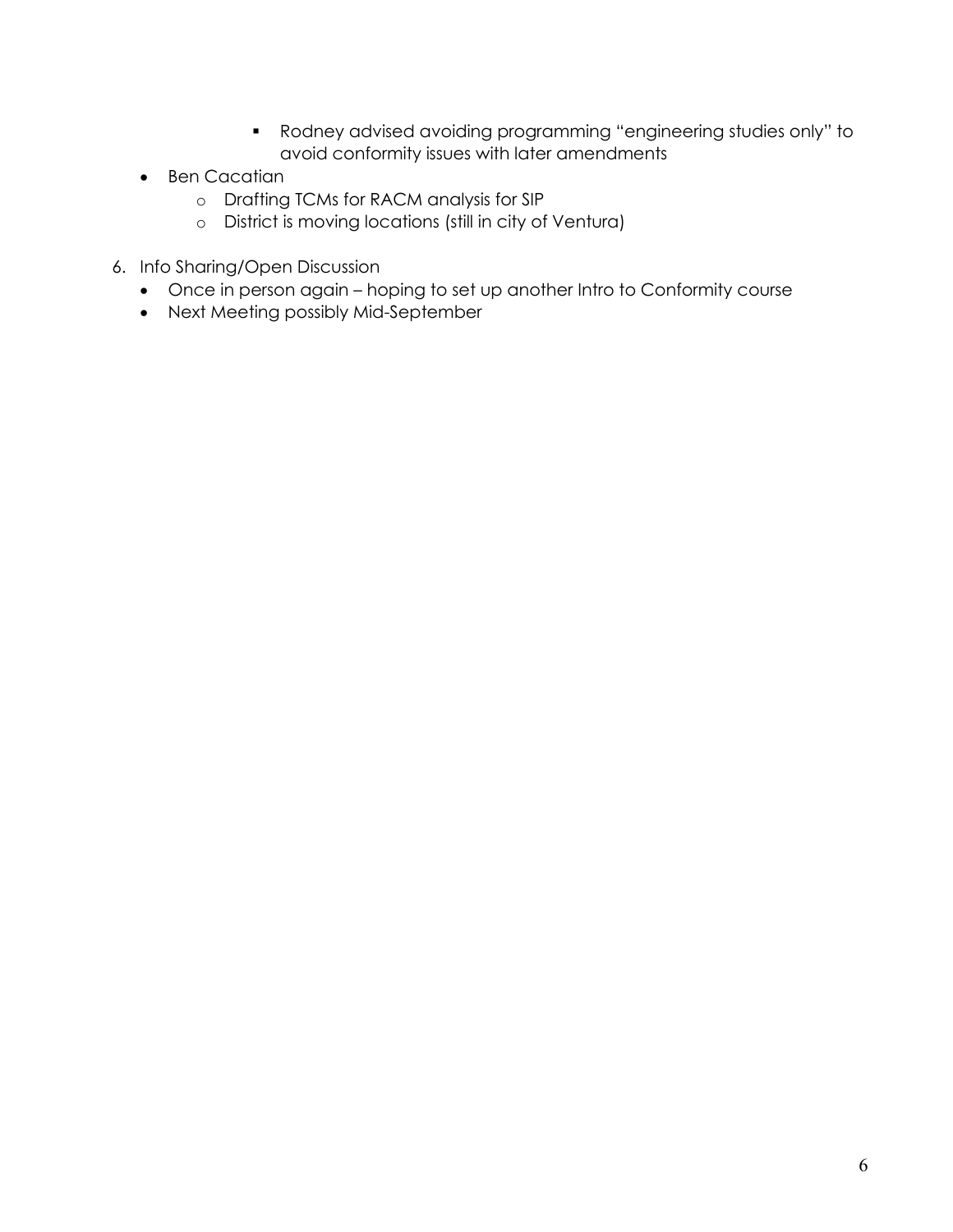- Rodney advised avoiding programming "engineering studies only" to avoid conformity issues with later amendments
- Ben Cacatian
  - Drafting TCMs for RACM analysis for SIP
  - District is moving locations (still in city of Ventura)

6. Info Sharing/Open Discussion
   - Once in person again – hoping to set up another Intro to Conformity course
   - Next Meeting possibly Mid-September